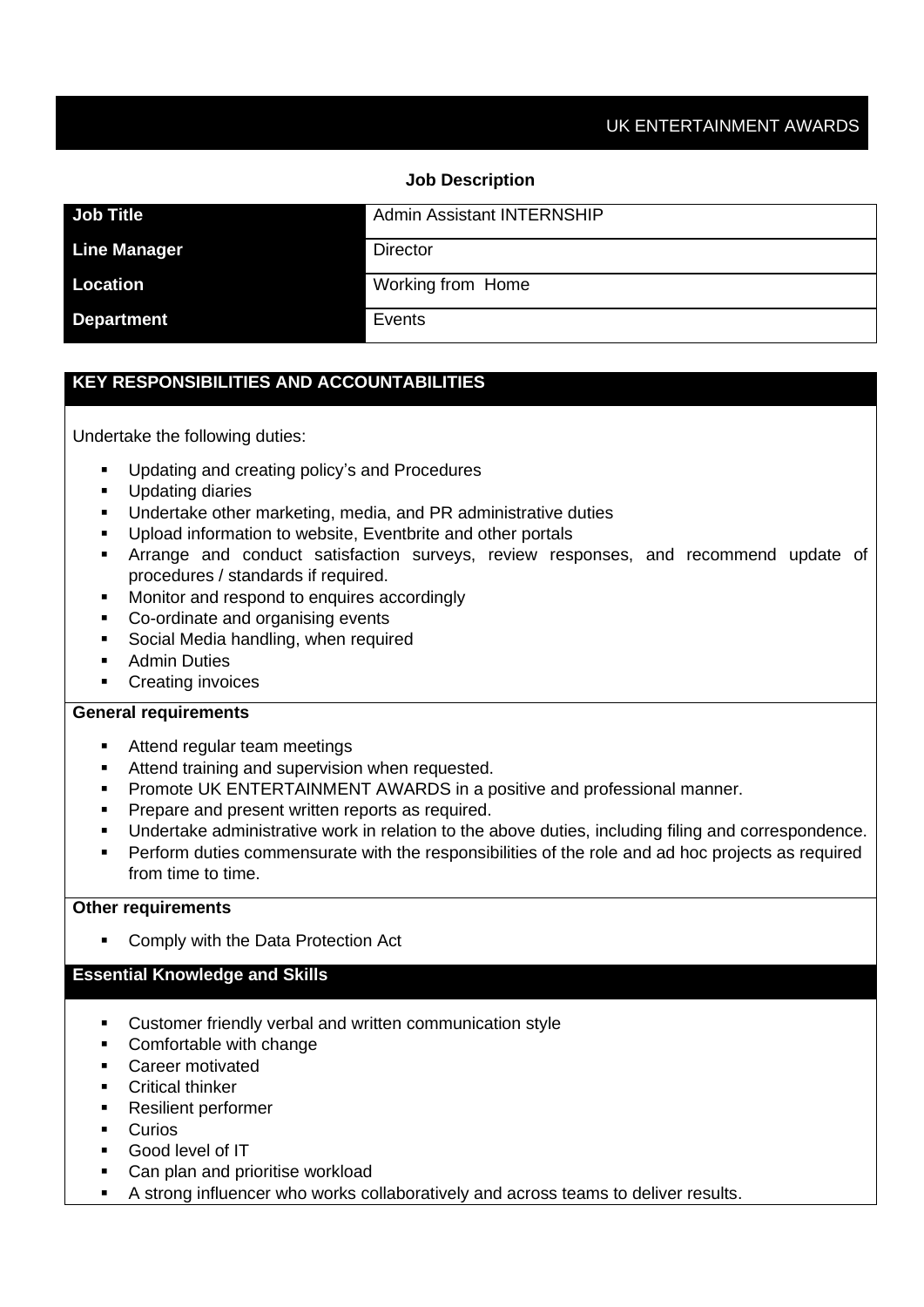UK ENTERTAINMENT AWARDS

**Job Description**

| **Job Title** | Admin Assistant INTERNSHIP |
|---|---|
| **Line Manager** | Director |
| **Location** | Working from Home |
| **Department** | Events |

## KEY RESPONSIBILITIES AND ACCOUNTABILITIES

Undertake the following duties:

- Updating and creating policy's and Procedures
- Updating diaries
- Undertake other marketing, media, and PR administrative duties
- Upload information to website, Eventbrite and other portals
- Arrange and conduct satisfaction surveys, review responses, and recommend update of procedures / standards if required.
- Monitor and respond to enquires accordingly
- Co-ordinate and organising events
- Social Media handling, when required
- Admin Duties
- Creating invoices

**General requirements**

- Attend regular team meetings
- Attend training and supervision when requested.
- Promote UK ENTERTAINMENT AWARDS in a positive and professional manner.
- Prepare and present written reports as required.
- Undertake administrative work in relation to the above duties, including filing and correspondence.
- Perform duties commensurate with the responsibilities of the role and ad hoc projects as required from time to time.

**Other requirements**

- Comply with the Data Protection Act

## Essential Knowledge and Skills

- Customer friendly verbal and written communication style
- Comfortable with change
- Career motivated
- Critical thinker
- Resilient performer
- Curios
- Good level of IT
- Can plan and prioritise workload
- A strong influencer who works collaboratively and across teams to deliver results.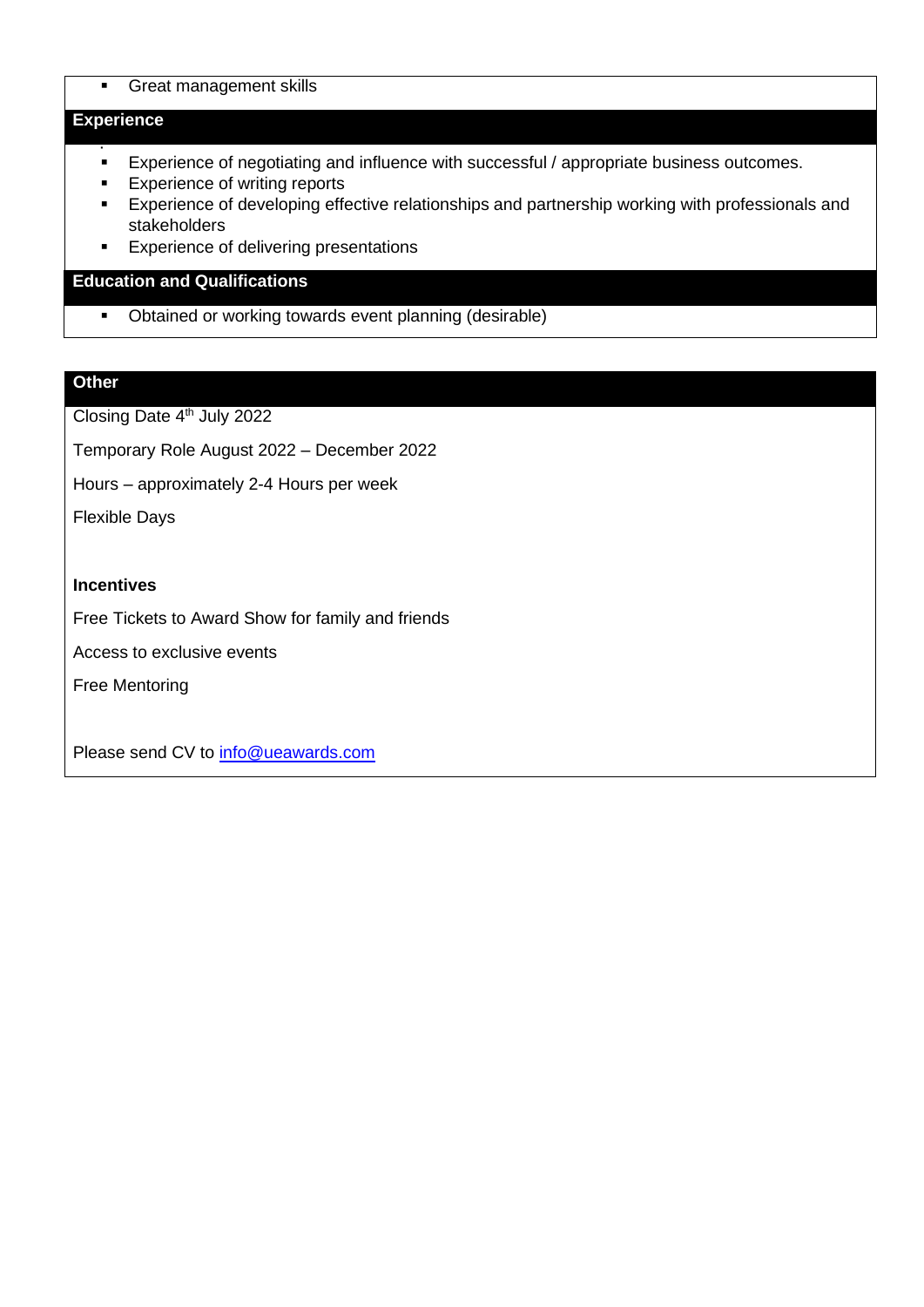- Great management skills

## Experience

- Experience of negotiating and influence with successful / appropriate business outcomes.
- Experience of writing reports
- Experience of developing effective relationships and partnership working with professionals and stakeholders
- Experience of delivering presentations

## Education and Qualifications

- Obtained or working towards event planning (desirable)

## Other

Closing Date 4th July 2022

Temporary Role August 2022 – December 2022

Hours – approximately 2-4 Hours per week

Flexible Days

**Incentives**

Free Tickets to Award Show for family and friends

Access to exclusive events

Free Mentoring

Please send CV to info@ueawards.com